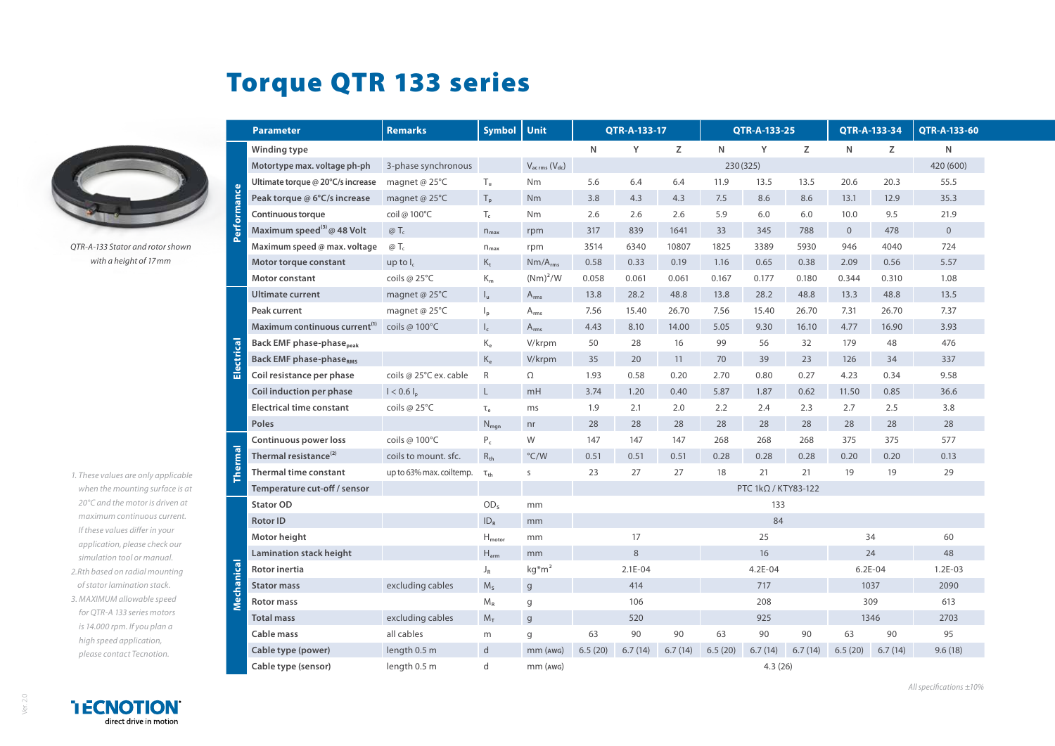# Torque QTR 133 series

QTR-A-133 Stator and rotor shown with a height of 17 mm

| | Parameter | Remarks | Symbol | Unit | QTR-A-133-17 | | | QTR-A-133-25 | | | QTR-A-133-34 | | QTR-A-133-60 |
|---|---|---|---|---|---|---|---|---|---|---|---|---|---|
| | Winding type | | | | N | Y | Z | N | Y | Z | N | Z | N |
| Performance | Motortype max. voltage ph-ph | 3-phase synchronous | | $V_{ac\,rms}$ ($V_{dc}$) | 230 (325) | | | | | | | | 420 (600) |
| | Ultimate torque @ 20°C/s increase | magnet @ 25°C | $T_u$ | Nm | 5.6 | 6.4 | 6.4 | 11.9 | 13.5 | 13.5 | 20.6 | 20.3 | 55.5 |
| | Peak torque @ 6°C/s increase | magnet @ 25°C | $T_p$ | Nm | 3.8 | 4.3 | 4.3 | 7.5 | 8.6 | 8.6 | 13.1 | 12.9 | 35.3 |
| | Continuous torque | coil @ 100°C | $T_c$ | Nm | 2.6 | 2.6 | 2.6 | 5.9 | 6.0 | 6.0 | 10.0 | 9.5 | 21.9 |
| | Maximum speed[3] @ 48 Volt | @ $T_c$ | $n_{max}$ | rpm | 317 | 839 | 1641 | 33 | 345 | 788 | 0 | 478 | 0 |
| | Maximum speed @ max. voltage | @ $T_c$ | $n_{max}$ | rpm | 3514 | 6340 | 10807 | 1825 | 3389 | 5930 | 946 | 4040 | 724 |
| | Motor torque constant | up to $I_c$ | $K_t$ | $Nm/A_{rms}$ | 0.58 | 0.33 | 0.19 | 1.16 | 0.65 | 0.38 | 2.09 | 0.56 | 5.57 |
| | Motor constant | coils @ 25°C | $K_m$ | $(Nm)^2/W$ | 0.058 | 0.061 | 0.061 | 0.167 | 0.177 | 0.180 | 0.344 | 0.310 | 1.08 |
| Electrical | Ultimate current | magnet @ 25°C | $I_u$ | $A_{rms}$ | 13.8 | 28.2 | 48.8 | 13.8 | 28.2 | 48.8 | 13.3 | 48.8 | 13.5 |
| | Peak current | magnet @ 25°C | $I_p$ | $A_{rms}$ | 7.56 | 15.40 | 26.70 | 7.56 | 15.40 | 26.70 | 7.31 | 26.70 | 7.37 |
| | Maximum continuous current[1] | coils @ 100°C | $I_c$ | $A_{rms}$ | 4.43 | 8.10 | 14.00 | 5.05 | 9.30 | 16.10 | 4.77 | 16.90 | 3.93 |
| | Back EMF phase-phase$_{peak}$ | | $K_e$ | V/krpm | 50 | 28 | 16 | 99 | 56 | 32 | 179 | 48 | 476 |
| | Back EMF phase-phase$_{RMS}$ | | $K_e$ | V/krpm | 35 | 20 | 11 | 70 | 39 | 23 | 126 | 34 | 337 |
| | Coil resistance per phase | coils @ 25°C ex. cable | R | Ω | 1.93 | 0.58 | 0.20 | 2.70 | 0.80 | 0.27 | 4.23 | 0.34 | 9.58 |
| | Coil induction per phase | $I < 0.6\, I_p$ | L | mH | 3.74 | 1.20 | 0.40 | 5.87 | 1.87 | 0.62 | 11.50 | 0.85 | 36.6 |
| | Electrical time constant | coils @ 25°C | $\tau_e$ | ms | 1.9 | 2.1 | 2.0 | 2.2 | 2.4 | 2.3 | 2.7 | 2.5 | 3.8 |
| | Poles | | $N_{mgn}$ | nr | 28 | 28 | 28 | 28 | 28 | 28 | 28 | 28 | 28 |
| Thermal | Continuous power loss | coils @ 100°C | $P_c$ | W | 147 | 147 | 147 | 268 | 268 | 268 | 375 | 375 | 577 |
| | Thermal resistance[2] | coils to mount. sfc. | $R_{th}$ | °C/W | 0.51 | 0.51 | 0.51 | 0.28 | 0.28 | 0.28 | 0.20 | 0.20 | 0.13 |
| | Thermal time constant | up to 63% max. coiltemp. | $\tau_{th}$ | s | 23 | 27 | 27 | 18 | 21 | 21 | 19 | 19 | 29 |
| | Temperature cut-off / sensor | | | | PTC 1kΩ / KTY83-122 | | | | | | | | |
| Mechanical | Stator OD | | $OD_S$ | mm | 133 | | | | | | | | |
| | Rotor ID | | $ID_R$ | mm | 84 | | | | | | | | |
| | Motor height | | $H_{motor}$ | mm | 17 | | | 25 | | | 34 | | 60 |
| | Lamination stack height | | $H_{arm}$ | mm | 8 | | | 16 | | | 24 | | 48 |
| | Rotor inertia | | $J_R$ | $kg{*}m^2$ | 2.1E-04 | | | 4.2E-04 | | | 6.2E-04 | | 1.2E-03 |
| | Stator mass | excluding cables | $M_S$ | g | 414 | | | 717 | | | 1037 | | 2090 |
| | Rotor mass | | $M_R$ | g | 106 | | | 208 | | | 309 | | 613 |
| | Total mass | excluding cables | $M_T$ | g | 520 | | | 925 | | | 1346 | | 2703 |
| | Cable mass | all cables | m | g | 63 | 90 | 90 | 63 | 90 | 90 | 63 | 90 | 95 |
| | Cable type (power) | length 0.5 m | d | mm (AWG) | 6.5 (20) | 6.7 (14) | 6.7 (14) | 6.5 (20) | 6.7 (14) | 6.7 (14) | 6.5 (20) | 6.7 (14) | 9.6 (18) |
| | Cable type (sensor) | length 0.5 m | d | mm (AWG) | 4.3 (26) | | | | | | | | |

*1. These values are only applicable when the mounting surface is at 20°C and the motor is driven at maximum continuous current. If these values differ in your application, please check our simulation tool or manual.*

*2. Rth based on radial mounting of stator lamination stack.*

*3. MAXIMUM allowable speed for QTR-A 133 series motors is 14.000 rpm. If you plan a high speed application, please contact Tecnotion.*

*All specifications ±10%*

TECNOTION direct drive in motion

Ver. 2.0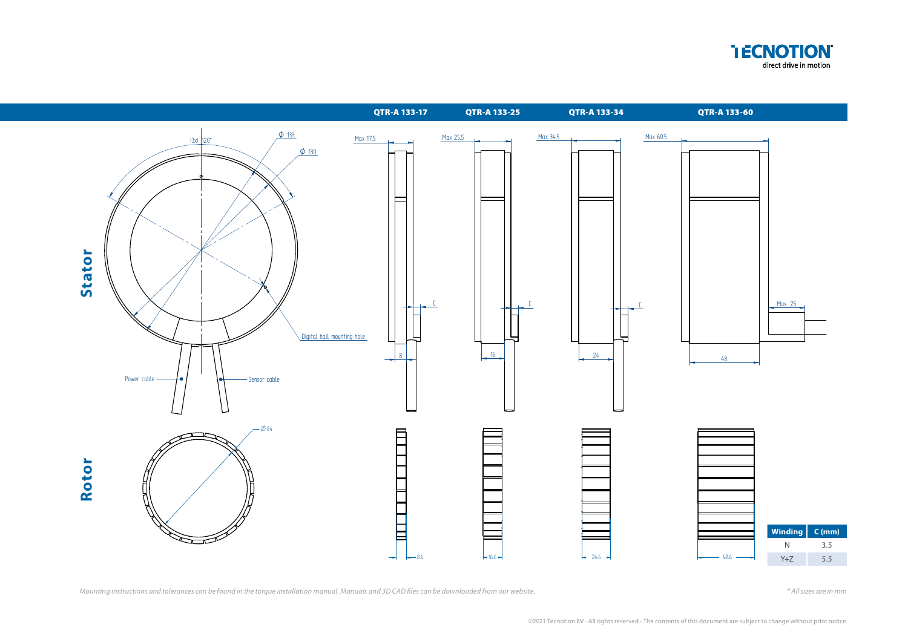**QTR-A 133-17** | **QTR-A 133-25** | **QTR-A 133-34** | **QTR-A 133-60**

**Stator**

(3x) 120°

Ø 133

Ø 130

Digital hall mounting hole

Power cable

Sensor cable

Max 17.5

8

C

Max 25.5

16

C

Max 34.5

24

C

Max 60.5

48

Max 25

**Rotor**

Ø 84

8.6

16.6

24.6

48.6

| Winding | C (mm) |
|---|---|
| N | 3.5 |
| Y+Z | 5.5 |

*Mounting instructions and tolerances can be found in the torque installation manual. Manuals and 3D CAD files can be downloaded from our website.*

*\* All sizes are in mm*

©2021 Tecnotion BV - All rights reserved - The contents of this document are subject to change without prior notice.